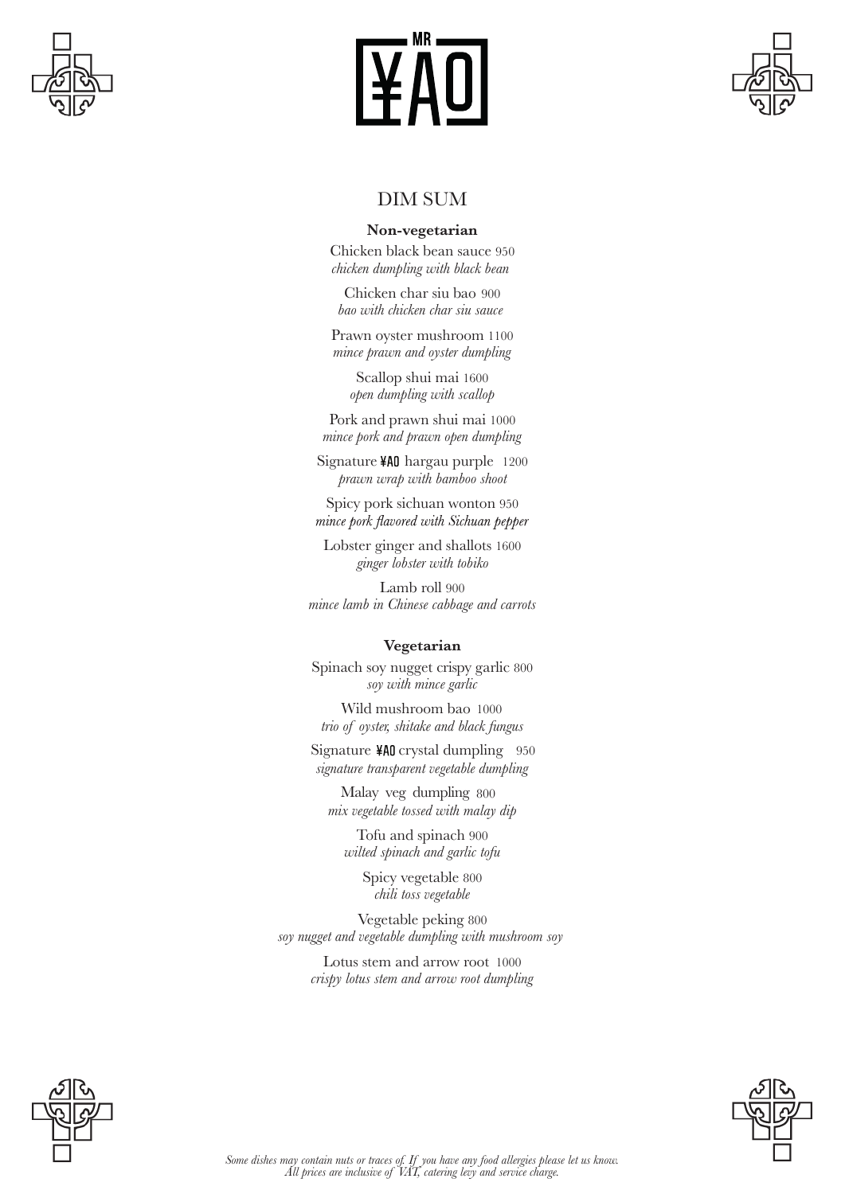MR ¥AO

# DIM SUM

### Non-vegetarian

Chicken black bean sauce 950
*chicken dumpling with black bean*

Chicken char siu bao 900
*bao with chicken char siu sauce*

Prawn oyster mushroom 1100
*mince prawn and oyster dumpling*

Scallop shui mai 1600
*open dumpling with scallop*

Pork and prawn shui mai 1000
*mince pork and prawn open dumpling*

Signature ¥AO hargau purple 1200
*prawn wrap with bamboo shoot*

Spicy pork sichuan wonton 950
*mince pork flavored with Sichuan pepper*

Lobster ginger and shallots 1600
*ginger lobster with tobiko*

Lamb roll 900
*mince lamb in Chinese cabbage and carrots*

### Vegetarian

Spinach soy nugget crispy garlic 800
*soy with mince garlic*

Wild mushroom bao 1000
*trio of oyster, shitake and black fungus*

Signature ¥AO crystal dumpling 950
*signature transparent vegetable dumpling*

Malay veg dumpling 800
*mix vegetable tossed with malay dip*

Tofu and spinach 900
*wilted spinach and garlic tofu*

Spicy vegetable 800
*chili toss vegetable*

Vegetable peking 800
*soy nugget and vegetable dumpling with mushroom soy*

Lotus stem and arrow root 1000
*crispy lotus stem and arrow root dumpling*

*Some dishes may contain nuts or traces of. If you have any food allergies please let us know.*
*All prices are inclusive of VAT, catering levy and service charge.*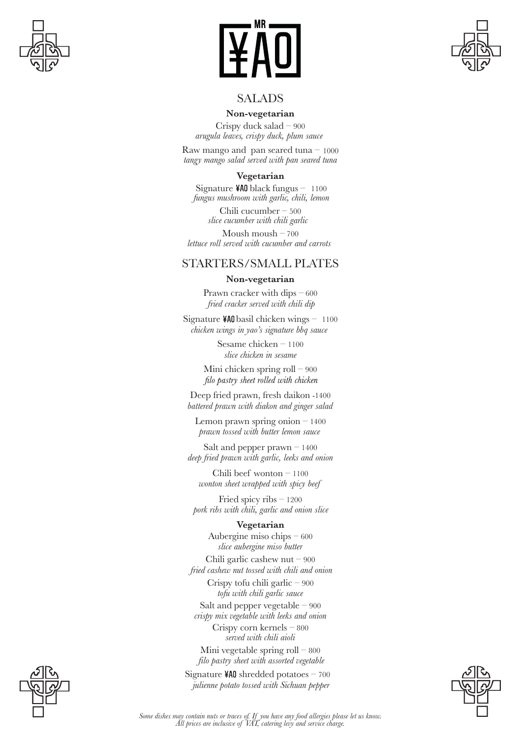# MR ¥AO

## SALADS

### Non-vegetarian

Crispy duck salad – 900
*arugula leaves, crispy duck, plum sauce*

Raw mango and pan seared tuna – 1000
*tangy mango salad served with pan seared tuna*

### Vegetarian

Signature ¥AO black fungus – 1100
*fungus mushroom with garlic, chili, lemon*

Chili cucumber – 500
*slice cucumber with chili garlic*

Moush moush – 700
*lettuce roll served with cucumber and carrots*

## STARTERS/SMALL PLATES

### Non-vegetarian

Prawn cracker with dips – 600
*fried cracker served with chili dip*

Signature ¥AO basil chicken wings – 1100
*chicken wings in yao's signature bbq sauce*

Sesame chicken – 1100
*slice chicken in sesame*

Mini chicken spring roll – 900
*filo pastry sheet rolled with chicken*

Deep fried prawn, fresh daikon -1400
*battered prawn with diakon and ginger salad*

Lemon prawn spring onion – 1400
*prawn tossed with butter lemon sauce*

Salt and pepper prawn – 1400
*deep fried prawn with garlic, leeks and onion*

Chili beef wonton – 1100
*wonton sheet wrapped with spicy beef*

Fried spicy ribs – 1200
*pork ribs with chili, garlic and onion slice*

### Vegetarian

Aubergine miso chips – 600
*slice aubergine miso butter*

Chili garlic cashew nut – 900
*fried cashew nut tossed with chili and onion*

Crispy tofu chili garlic – 900
*tofu with chili garlic sauce*

Salt and pepper vegetable – 900
*crispy mix vegetable with leeks and onion*

Crispy corn kernels – 800
*served with chili aioli*

Mini vegetable spring roll – 800
*filo pastry sheet with assorted vegetable*

Signature ¥AO shredded potatoes – 700
*julienne potato tossed with Sichuan pepper*

*Some dishes may contain nuts or traces of. If you have any food allergies please let us know.*
*All prices are inclusive of VAT, catering levy and service charge.*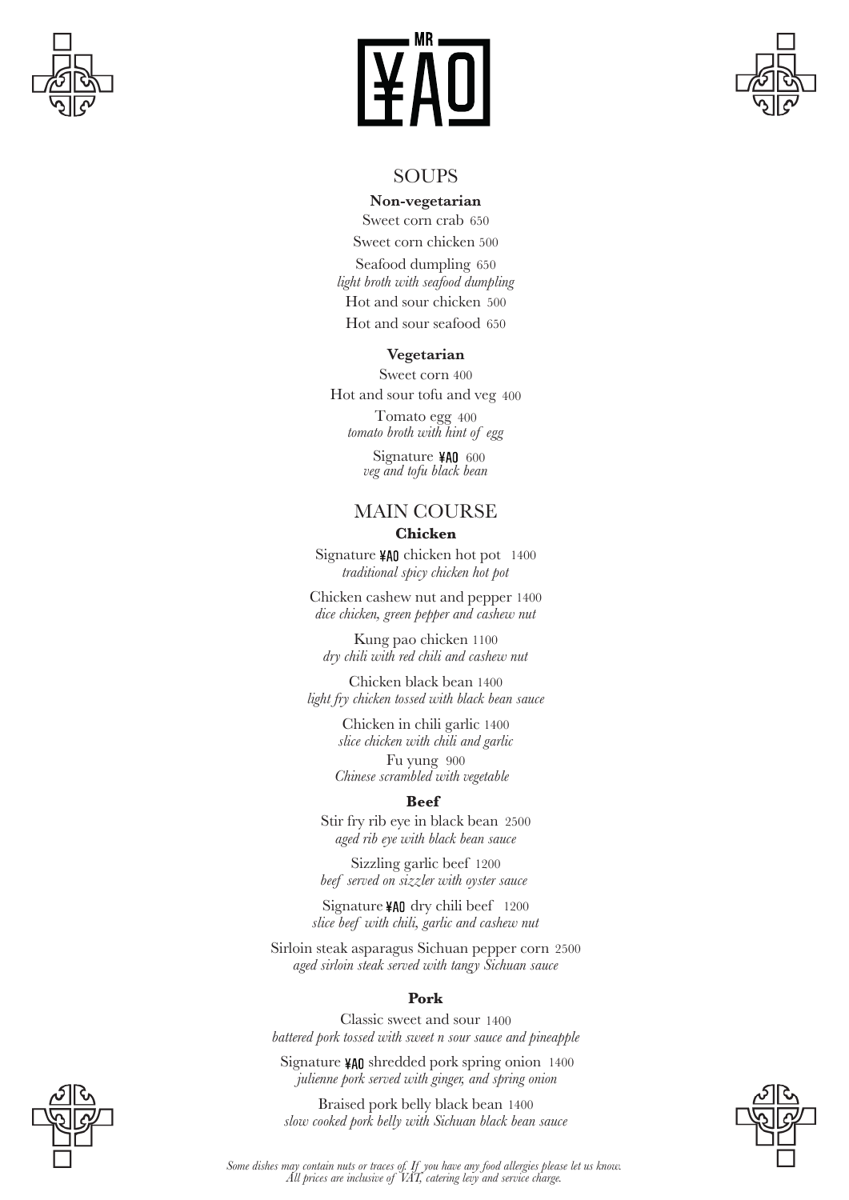# MR ¥AO

## SOUPS

**Non-vegetarian**

Sweet corn crab 650

Sweet corn chicken 500

Seafood dumpling 650
*light broth with seafood dumpling*

Hot and sour chicken 500

Hot and sour seafood 650

**Vegetarian**

Sweet corn 400

Hot and sour tofu and veg 400

Tomato egg 400
*tomato broth with hint of egg*

Signature ¥AO 600
*veg and tofu black bean*

## MAIN COURSE

**Chicken**

Signature ¥AO chicken hot pot 1400
*traditional spicy chicken hot pot*

Chicken cashew nut and pepper 1400
*dice chicken, green pepper and cashew nut*

Kung pao chicken 1100
*dry chili with red chili and cashew nut*

Chicken black bean 1400
*light fry chicken tossed with black bean sauce*

Chicken in chili garlic 1400
*slice chicken with chili and garlic*

Fu yung 900
*Chinese scrambled with vegetable*

**Beef**

Stir fry rib eye in black bean 2500
*aged rib eye with black bean sauce*

Sizzling garlic beef 1200
*beef served on sizzler with oyster sauce*

Signature ¥AO dry chili beef 1200
*slice beef with chili, garlic and cashew nut*

Sirloin steak asparagus Sichuan pepper corn 2500
*aged sirloin steak served with tangy Sichuan sauce*

**Pork**

Classic sweet and sour 1400
*battered pork tossed with sweet n sour sauce and pineapple*

Signature ¥AO shredded pork spring onion 1400
*julienne pork served with ginger, and spring onion*

Braised pork belly black bean 1400
*slow cooked pork belly with Sichuan black bean sauce*

*Some dishes may contain nuts or traces of. If you have any food allergies please let us know.*
*All prices are inclusive of VAT, catering levy and service charge.*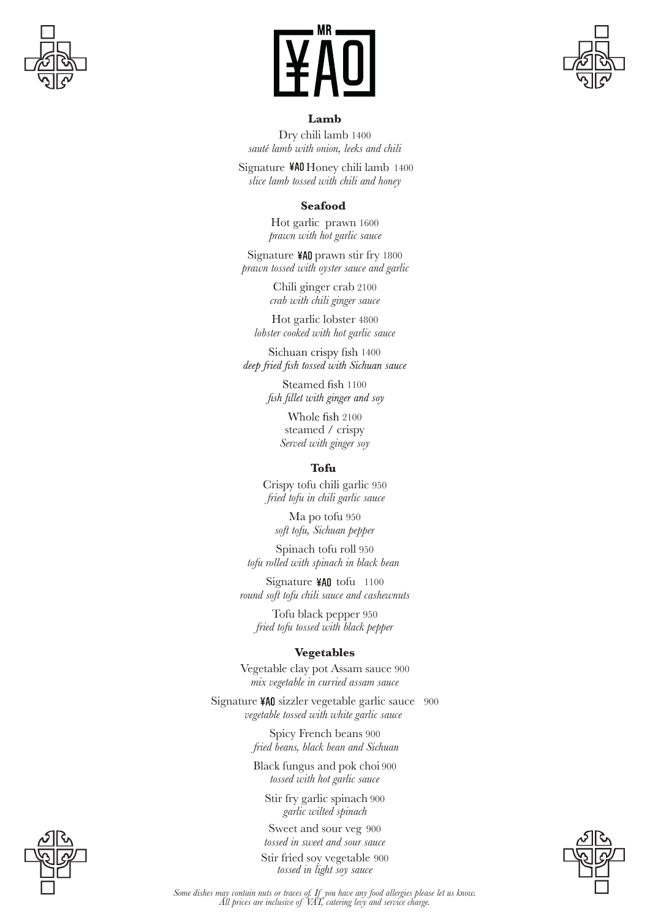MR ¥AO

## Lamb

Dry chili lamb 1400
*sauté lamb with onion, leeks and chili*

Signature ¥AO Honey chili lamb 1400
*slice lamb tossed with chili and honey*

## Seafood

Hot garlic prawn 1600
*prawn with hot garlic sauce*

Signature ¥AO prawn stir fry 1800
*prawn tossed with oyster sauce and garlic*

Chili ginger crab 2100
*crab with chili ginger sauce*

Hot garlic lobster 4800
*lobster cooked with hot garlic sauce*

Sichuan crispy fish 1400
*deep fried fish tossed with Sichuan sauce*

Steamed fish 1100
*fish fillet with ginger and soy*

Whole fish 2100
steamed / crispy
*Served with ginger soy*

## Tofu

Crispy tofu chili garlic 950
*fried tofu in chili garlic sauce*

Ma po tofu 950
*soft tofu, Sichuan pepper*

Spinach tofu roll 950
*tofu rolled with spinach in black bean*

Signature ¥AO tofu 1100
*round soft tofu chili sauce and cashewnuts*

Tofu black pepper 950
*fried tofu tossed with black pepper*

## Vegetables

Vegetable clay pot Assam sauce 900
*mix vegetable in curried assam sauce*

Signature ¥AO sizzler vegetable garlic sauce 900
*vegetable tossed with white garlic sauce*

Spicy French beans 900
*fried beans, black bean and Sichuan*

Black fungus and pok choi 900
*tossed with hot garlic sauce*

Stir fry garlic spinach 900
*garlic wilted spinach*

Sweet and sour veg 900
*tossed in sweet and sour sauce*

Stir fried soy vegetable 900
*tossed in light soy sauce*

*Some dishes may contain nuts or traces of. If you have any food allergies please let us know.*
*All prices are inclusive of VAT, catering levy and service charge.*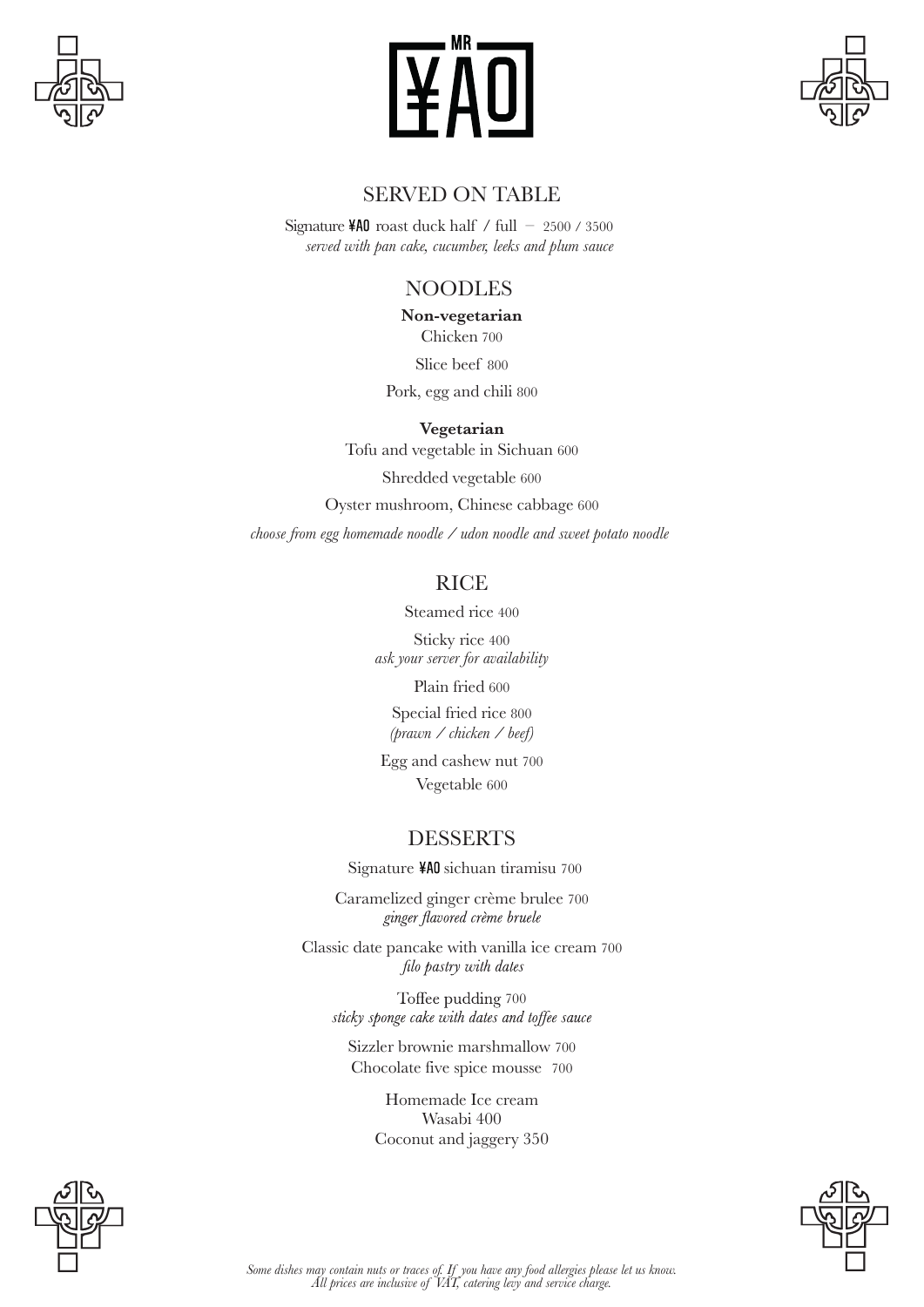# MR ¥AO

## SERVED ON TABLE

Signature ¥AO roast duck half / full – 2500 / 3500
*served with pan cake, cucumber, leeks and plum sauce*

## NOODLES

**Non-vegetarian**

Chicken 700

Slice beef 800

Pork, egg and chili 800

**Vegetarian**

Tofu and vegetable in Sichuan 600

Shredded vegetable 600

Oyster mushroom, Chinese cabbage 600

*choose from egg homemade noodle / udon noodle and sweet potato noodle*

## RICE

Steamed rice 400

Sticky rice 400
*ask your server for availability*

Plain fried 600

Special fried rice 800
*(prawn / chicken / beef)*

Egg and cashew nut 700

Vegetable 600

## DESSERTS

Signature ¥AO sichuan tiramisu 700

Caramelized ginger crème brulee 700
*ginger flavored crème bruele*

Classic date pancake with vanilla ice cream 700
*filo pastry with dates*

Toffee pudding 700
*sticky sponge cake with dates and toffee sauce*

Sizzler brownie marshmallow 700

Chocolate five spice mousse 700

Homemade Ice cream
Wasabi 400
Coconut and jaggery 350

*Some dishes may contain nuts or traces of. If you have any food allergies please let us know.*
*All prices are inclusive of VAT, catering levy and service charge.*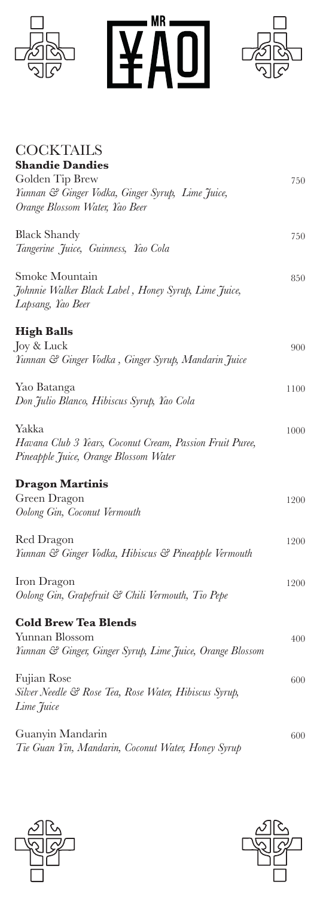# MR ¥AO

## COCKTAILS

### Shandie Dandies

Golden Tip Brew — 750
*Yunnan & Ginger Vodka, Ginger Syrup, Lime Juice, Orange Blossom Water, Yao Beer*

Black Shandy — 750
*Tangerine Juice, Guinness, Yao Cola*

Smoke Mountain — 850
*Johnnie Walker Black Label , Honey Syrup, Lime Juice, Lapsang, Yao Beer*

### High Balls

Joy & Luck — 900
*Yunnan & Ginger Vodka , Ginger Syrup, Mandarin Juice*

Yao Batanga — 1100
*Don Julio Blanco, Hibiscus Syrup, Yao Cola*

Yakka — 1000
*Havana Club 3 Years, Coconut Cream, Passion Fruit Puree, Pineapple Juice, Orange Blossom Water*

### Dragon Martinis

Green Dragon — 1200
*Oolong Gin, Coconut Vermouth*

Red Dragon — 1200
*Yunnan & Ginger Vodka, Hibiscus & Pineapple Vermouth*

Iron Dragon — 1200
*Oolong Gin, Grapefruit & Chili Vermouth, Tio Pepe*

### Cold Brew Tea Blends

Yunnan Blossom — 400
*Yunnan & Ginger, Ginger Syrup, Lime Juice, Orange Blossom*

Fujian Rose — 600
*Silver Needle & Rose Tea, Rose Water, Hibiscus Syrup, Lime Juice*

Guanyin Mandarin — 600
*Tie Guan Yin, Mandarin, Coconut Water, Honey Syrup*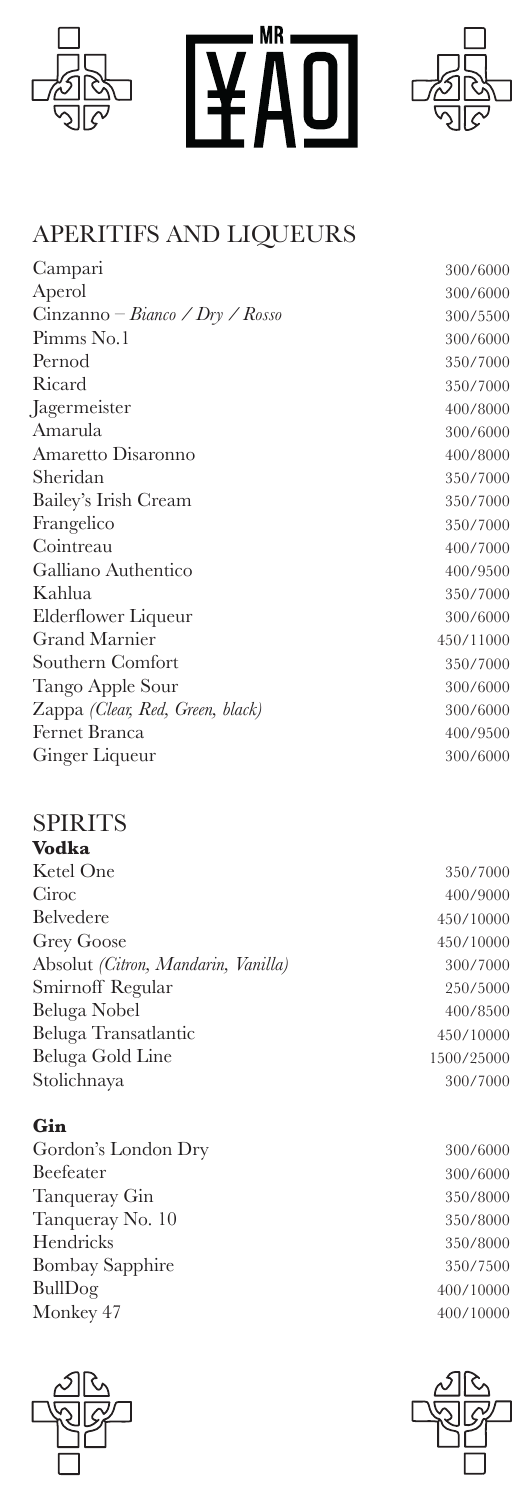# MR ¥AO

## APERITIFS AND LIQUEURS

| | |
|---|---|
| Campari | 300/6000 |
| Aperol | 300/6000 |
| Cinzanno – *Bianco / Dry / Rosso* | 300/5500 |
| Pimms No.1 | 300/6000 |
| Pernod | 350/7000 |
| Ricard | 350/7000 |
| Jagermeister | 400/8000 |
| Amarula | 300/6000 |
| Amaretto Disaronno | 400/8000 |
| Sheridan | 350/7000 |
| Bailey's Irish Cream | 350/7000 |
| Frangelico | 350/7000 |
| Cointreau | 400/7000 |
| Galliano Authentico | 400/9500 |
| Kahlua | 350/7000 |
| Elderflower Liqueur | 300/6000 |
| Grand Marnier | 450/11000 |
| Southern Comfort | 350/7000 |
| Tango Apple Sour | 300/6000 |
| Zappa *(Clear, Red, Green, black)* | 300/6000 |
| Fernet Branca | 400/9500 |
| Ginger Liqueur | 300/6000 |

## SPIRITS

### Vodka

| | |
|---|---|
| Ketel One | 350/7000 |
| Ciroc | 400/9000 |
| Belvedere | 450/10000 |
| Grey Goose | 450/10000 |
| Absolut *(Citron, Mandarin, Vanilla)* | 300/7000 |
| Smirnoff Regular | 250/5000 |
| Beluga Nobel | 400/8500 |
| Beluga Transatlantic | 450/10000 |
| Beluga Gold Line | 1500/25000 |
| Stolichnaya | 300/7000 |

### Gin

| | |
|---|---|
| Gordon's London Dry | 300/6000 |
| Beefeater | 300/6000 |
| Tanqueray Gin | 350/8000 |
| Tanqueray No. 10 | 350/8000 |
| Hendricks | 350/8000 |
| Bombay Sapphire | 350/7500 |
| BullDog | 400/10000 |
| Monkey 47 | 400/10000 |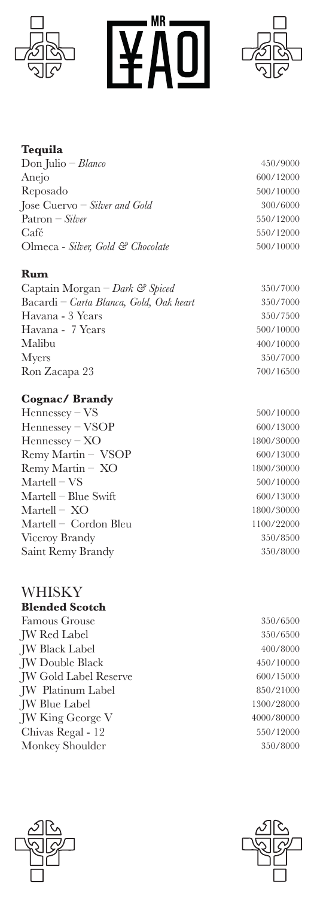# MR ¥AO

**Tequila**

| | |
|---|---|
| Don Julio – *Blanco* | 450/9000 |
| Anejo | 600/12000 |
| Reposado | 500/10000 |
| Jose Cuervo – *Silver and Gold* | 300/6000 |
| Patron – *Silver* | 550/12000 |
| Café | 550/12000 |
| Olmeca - *Silver, Gold & Chocolate* | 500/10000 |

**Rum**

| | |
|---|---|
| Captain Morgan – *Dark & Spiced* | 350/7000 |
| Bacardi – *Carta Blanca, Gold, Oak heart* | 350/7000 |
| Havana - 3 Years | 350/7500 |
| Havana - 7 Years | 500/10000 |
| Malibu | 400/10000 |
| Myers | 350/7000 |
| Ron Zacapa 23 | 700/16500 |

**Cognac/ Brandy**

| | |
|---|---|
| Hennessey – VS | 500/10000 |
| Hennessey – VSOP | 600/13000 |
| Hennessey – XO | 1800/30000 |
| Remy Martin – VSOP | 600/13000 |
| Remy Martin – XO | 1800/30000 |
| Martell – VS | 500/10000 |
| Martell – Blue Swift | 600/13000 |
| Martell – XO | 1800/30000 |
| Martell – Cordon Bleu | 1100/22000 |
| Viceroy Brandy | 350/8500 |
| Saint Remy Brandy | 350/8000 |

## WHISKY

**Blended Scotch**

| | |
|---|---|
| Famous Grouse | 350/6500 |
| JW Red Label | 350/6500 |
| JW Black Label | 400/8000 |
| JW Double Black | 450/10000 |
| JW Gold Label Reserve | 600/15000 |
| JW Platinum Label | 850/21000 |
| JW Blue Label | 1300/28000 |
| JW King George V | 4000/80000 |
| Chivas Regal - 12 | 550/12000 |
| Monkey Shoulder | 350/8000 |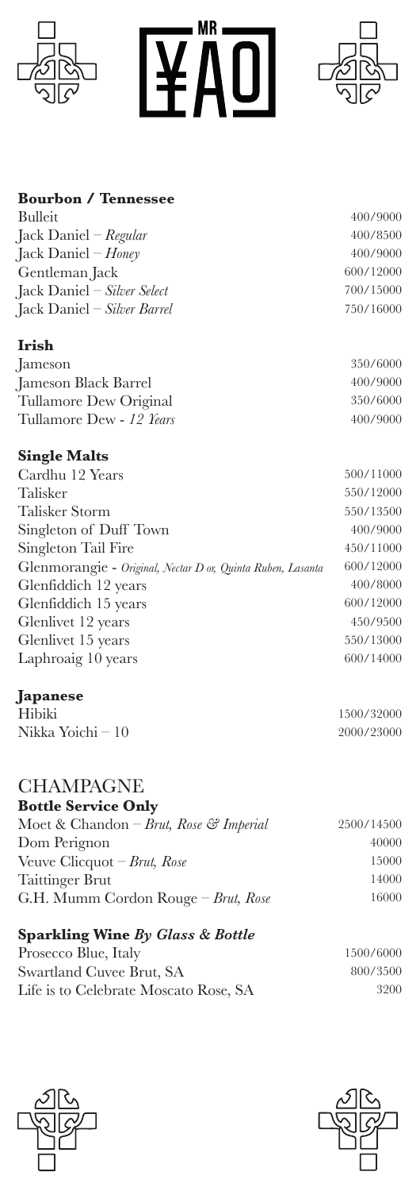# MR ¥AO

### Bourbon / Tennessee

| | |
|---|---|
| Bulleit | 400/9000 |
| Jack Daniel – *Regular* | 400/8500 |
| Jack Daniel – *Honey* | 400/9000 |
| Gentleman Jack | 600/12000 |
| Jack Daniel – *Silver Select* | 700/15000 |
| Jack Daniel – *Silver Barrel* | 750/16000 |

### Irish

| | |
|---|---|
| Jameson | 350/6000 |
| Jameson Black Barrel | 400/9000 |
| Tullamore Dew Original | 350/6000 |
| Tullamore Dew - *12 Years* | 400/9000 |

### Single Malts

| | |
|---|---|
| Cardhu 12 Years | 500/11000 |
| Talisker | 550/12000 |
| Talisker Storm | 550/13500 |
| Singleton of Duff Town | 400/9000 |
| Singleton Tail Fire | 450/11000 |
| Glenmorangie - *Original, Nectar D or, Quinta Ruben, Lasanta* | 600/12000 |
| Glenfiddich 12 years | 400/8000 |
| Glenfiddich 15 years | 600/12000 |
| Glenlivet 12 years | 450/9500 |
| Glenlivet 15 years | 550/13000 |
| Laphroaig 10 years | 600/14000 |

### Japanese

| | |
|---|---|
| Hibiki | 1500/32000 |
| Nikka Yoichi – 10 | 2000/23000 |

## CHAMPAGNE

### Bottle Service Only

| | |
|---|---|
| Moet & Chandon – *Brut, Rose & Imperial* | 2500/14500 |
| Dom Perignon | 40000 |
| Veuve Clicquot – *Brut, Rose* | 15000 |
| Taittinger Brut | 14000 |
| G.H. Mumm Cordon Rouge – *Brut, Rose* | 16000 |

### Sparkling Wine *By Glass & Bottle*

| | |
|---|---|
| Prosecco Blue, Italy | 1500/6000 |
| Swartland Cuvee Brut, SA | 800/3500 |
| Life is to Celebrate Moscato Rose, SA | 3200 |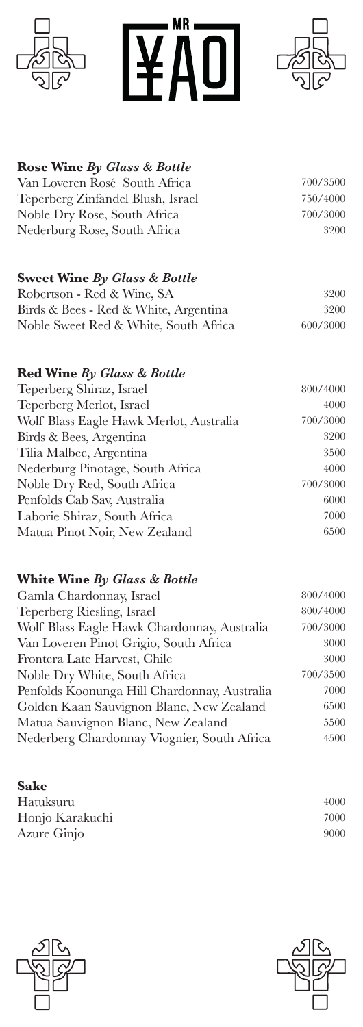# MR ¥AO

| **Rose Wine** ***By Glass & Bottle*** | |
|---|---|
| Van Loveren Rosé South Africa | 700/3500 |
| Teperberg Zinfandel Blush, Israel | 750/4000 |
| Noble Dry Rose, South Africa | 700/3000 |
| Nederburg Rose, South Africa | 3200 |

| **Sweet Wine** ***By Glass & Bottle*** | |
|---|---|
| Robertson - Red & Wine, SA | 3200 |
| Birds & Bees - Red & White, Argentina | 3200 |
| Noble Sweet Red & White, South Africa | 600/3000 |

| **Red Wine** ***By Glass & Bottle*** | |
|---|---|
| Teperberg Shiraz, Israel | 800/4000 |
| Teperberg Merlot, Israel | 4000 |
| Wolf Blass Eagle Hawk Merlot, Australia | 700/3000 |
| Birds & Bees, Argentina | 3200 |
| Tilia Malbec, Argentina | 3500 |
| Nederburg Pinotage, South Africa | 4000 |
| Noble Dry Red, South Africa | 700/3000 |
| Penfolds Cab Sav, Australia | 6000 |
| Laborie Shiraz, South Africa | 7000 |
| Matua Pinot Noir, New Zealand | 6500 |

| **White Wine** ***By Glass & Bottle*** | |
|---|---|
| Gamla Chardonnay, Israel | 800/4000 |
| Teperberg Riesling, Israel | 800/4000 |
| Wolf Blass Eagle Hawk Chardonnay, Australia | 700/3000 |
| Van Loveren Pinot Grigio, South Africa | 3000 |
| Frontera Late Harvest, Chile | 3000 |
| Noble Dry White, South Africa | 700/3500 |
| Penfolds Koonunga Hill Chardonnay, Australia | 7000 |
| Golden Kaan Sauvignon Blanc, New Zealand | 6500 |
| Matua Sauvignon Blanc, New Zealand | 5500 |
| Nederberg Chardonnay Viognier, South Africa | 4500 |

| **Sake** | |
|---|---|
| Hatuksuru | 4000 |
| Honjo Karakuchi | 7000 |
| Azure Ginjo | 9000 |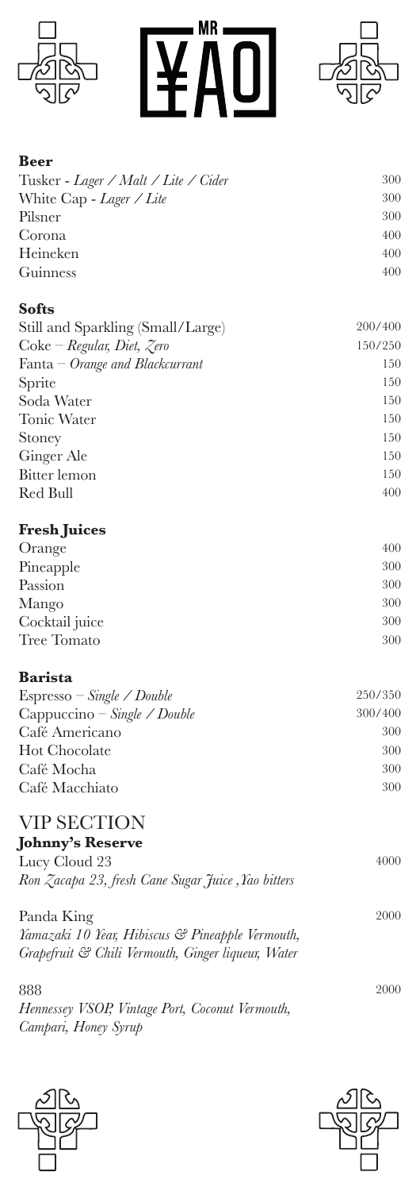# MR ¥AO

## Beer

| | |
|---|---|
| Tusker - *Lager / Malt / Lite / Cider* | 300 |
| White Cap - *Lager / Lite* | 300 |
| Pilsner | 300 |
| Corona | 400 |
| Heineken | 400 |
| Guinness | 400 |

## Softs

| | |
|---|---|
| Still and Sparkling (Small/Large) | 200/400 |
| Coke – *Regular, Diet, Zero* | 150/250 |
| Fanta – *Orange and Blackcurrant* | 150 |
| Sprite | 150 |
| Soda Water | 150 |
| Tonic Water | 150 |
| Stoney | 150 |
| Ginger Ale | 150 |
| Bitter lemon | 150 |
| Red Bull | 400 |

## Fresh Juices

| | |
|---|---|
| Orange | 400 |
| Pineapple | 300 |
| Passion | 300 |
| Mango | 300 |
| Cocktail juice | 300 |
| Tree Tomato | 300 |

## Barista

| | |
|---|---|
| Espresso – *Single / Double* | 250/350 |
| Cappuccino – *Single / Double* | 300/400 |
| Café Americano | 300 |
| Hot Chocolate | 300 |
| Café Mocha | 300 |
| Café Macchiato | 300 |

# VIP SECTION

## Johnny's Reserve

Lucy Cloud 23 — 4000
*Ron Zacapa 23, fresh Cane Sugar Juice ,Yao bitters*

Panda King — 2000
*Yamazaki 10 Year, Hibiscus & Pineapple Vermouth, Grapefruit & Chili Vermouth, Ginger liqueur, Water*

888 — 2000
*Hennessey VSOP, Vintage Port, Coconut Vermouth, Campari, Honey Syrup*